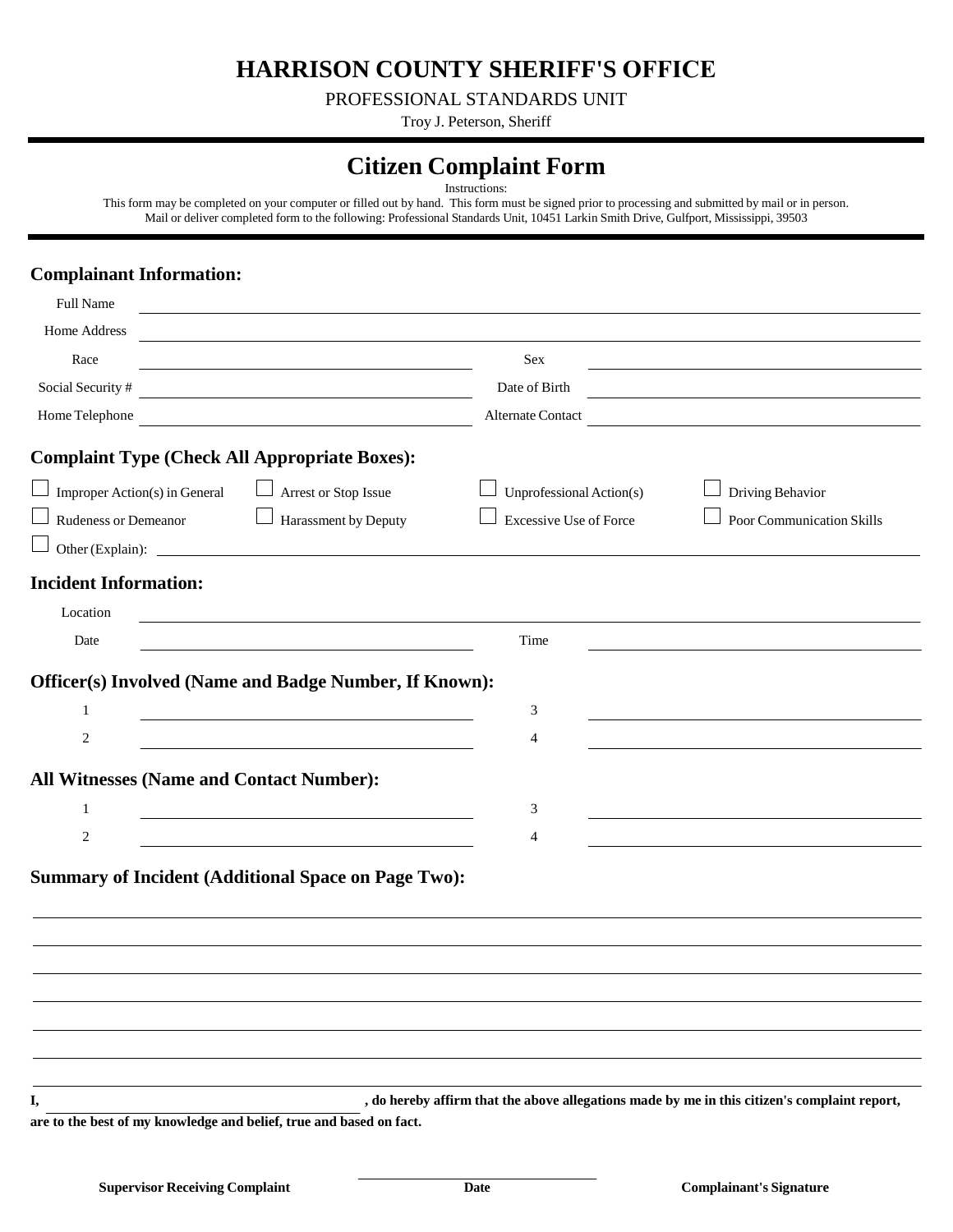# HARRISON COUNTY SHERIFF'S OFFICE

PROFESSIONAL STANDARDS UNIT

Troy J. Peterson, Sheriff

## Citizen Complaint Form

Instructions:
This form may be completed on your computer or filled out by hand. This form must be signed prior to processing and submitted by mail or in person.
Mail or deliver completed form to the following: Professional Standards Unit, 10451 Larkin Smith Drive, Gulfport, Mississippi, 39503

### Complainant Information:

Full Name ______________________________

Home Address ______________________________

| Race | | Sex | |
|---|---|---|---|
| Social Security # | | Date of Birth | |
| Home Telephone | | Alternate Contact | |

### Complaint Type (Check All Appropriate Boxes):

| | | | |
|---|---|---|---|
| ☐ Improper Action(s) in General | ☐ Arrest or Stop Issue | ☐ Unprofessional Action(s) | ☐ Driving Behavior |
| ☐ Rudeness or Demeanor | ☐ Harassment by Deputy | ☐ Excessive Use of Force | ☐ Poor Communication Skills |

☐ Other (Explain): ______________________________

### Incident Information:

Location ______________________________

| Date | | Time | |
|---|---|---|---|

### Officer(s) Involved (Name and Badge Number, If Known):

| | | | |
|---|---|---|---|
| 1 | | 3 | |
| 2 | | 4 | |

### All Witnesses (Name and Contact Number):

| | | | |
|---|---|---|---|
| 1 | | 3 | |
| 2 | | 4 | |

### Summary of Incident (Additional Space on Page Two):

______________________________

______________________________

______________________________

______________________________

______________________________

______________________________

______________________________

**I, ______________________________ , do hereby affirm that the above allegations made by me in this citizen's complaint report, are to the best of my knowledge and belief, true and based on fact.**

**Supervisor Receiving Complaint** ______________ **Date** ______________ **Complainant's Signature**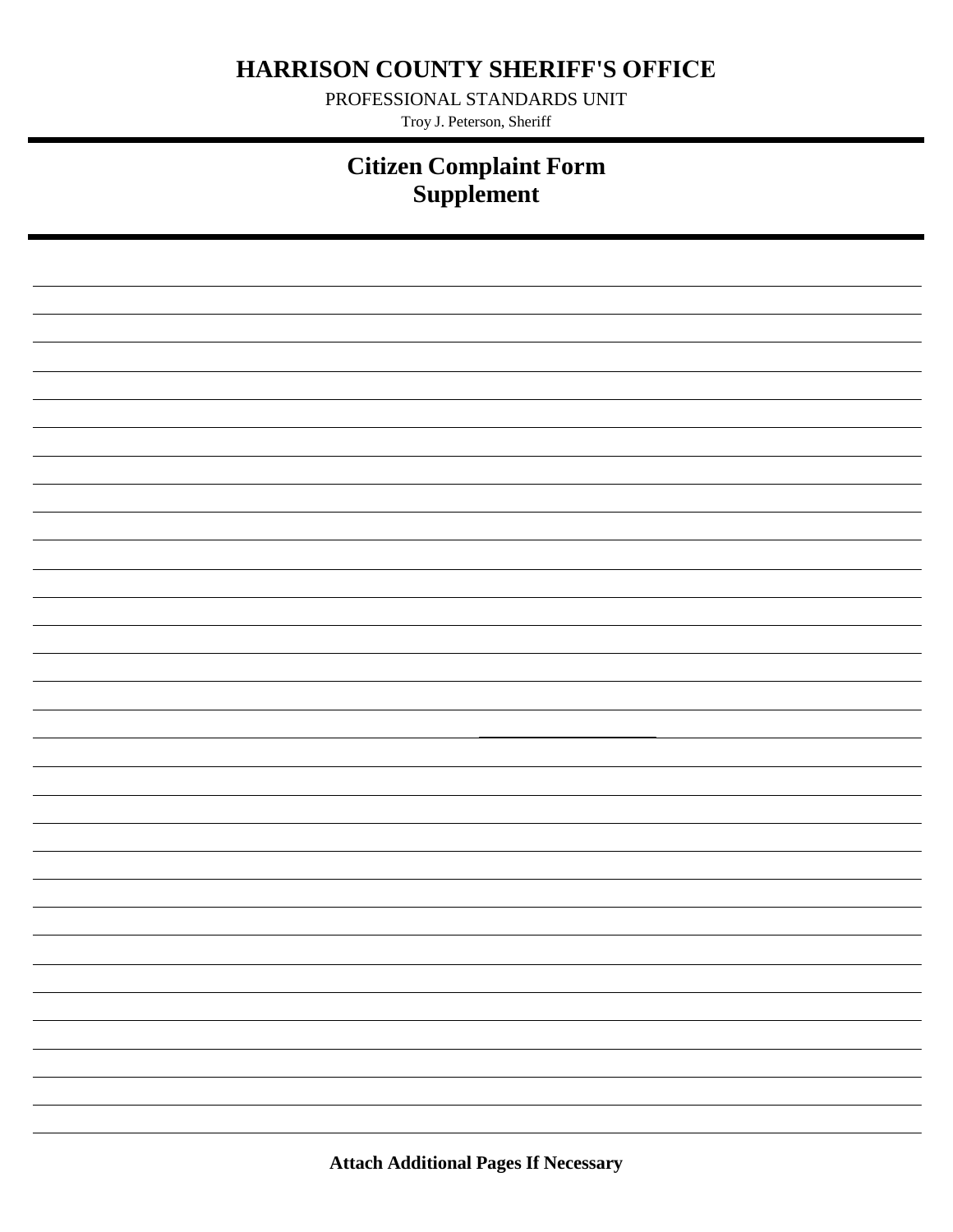# HARRISON COUNTY SHERIFF'S OFFICE

PROFESSIONAL STANDARDS UNIT

Troy J. Peterson, Sheriff

## Citizen Complaint Form Supplement

**Attach Additional Pages If Necessary**